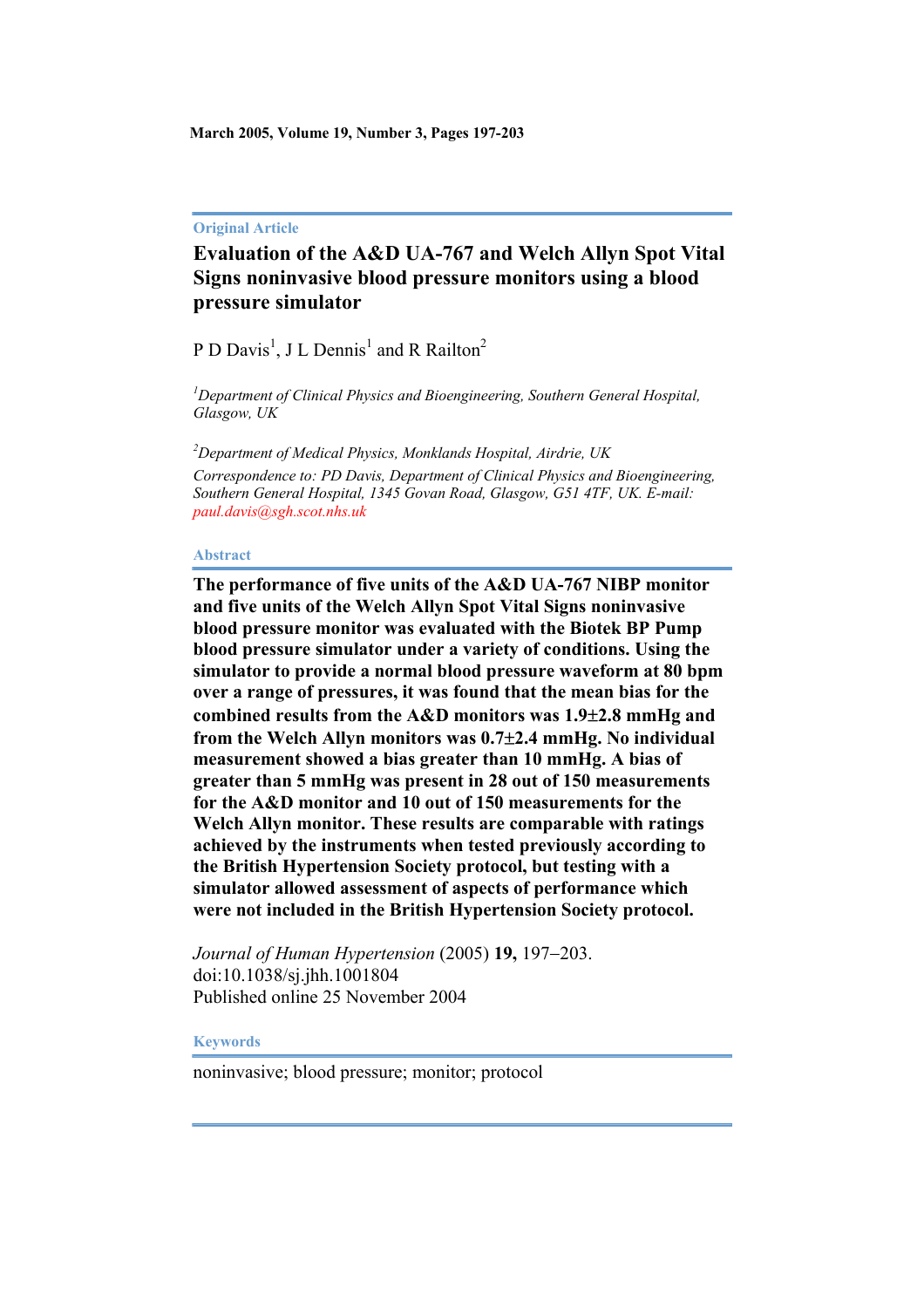March 2005, Volume 19, Number 3, Pages 197-203

Original Article

# Evaluation of the A&D UA-767 and Welch Allyn Spot Vital Signs noninvasive blood pressure monitors using a blood pressure simulator

P D Davis[1], J L Dennis[1] and R Railton[2]

[1]*Department of Clinical Physics and Bioengineering, Southern General Hospital, Glasgow, UK*

[2]*Department of Medical Physics, Monklands Hospital, Airdrie, UK*

*Correspondence to: PD Davis, Department of Clinical Physics and Bioengineering, Southern General Hospital, 1345 Govan Road, Glasgow, G51 4TF, UK. E-mail: paul.davis@sgh.scot.nhs.uk*

## Abstract

**The performance of five units of the A&D UA-767 NIBP monitor and five units of the Welch Allyn Spot Vital Signs noninvasive blood pressure monitor was evaluated with the Biotek BP Pump blood pressure simulator under a variety of conditions. Using the simulator to provide a normal blood pressure waveform at 80 bpm over a range of pressures, it was found that the mean bias for the combined results from the A&D monitors was 1.9±2.8 mmHg and from the Welch Allyn monitors was 0.7±2.4 mmHg. No individual measurement showed a bias greater than 10 mmHg. A bias of greater than 5 mmHg was present in 28 out of 150 measurements for the A&D monitor and 10 out of 150 measurements for the Welch Allyn monitor. These results are comparable with ratings achieved by the instruments when tested previously according to the British Hypertension Society protocol, but testing with a simulator allowed assessment of aspects of performance which were not included in the British Hypertension Society protocol.**

*Journal of Human Hypertension* (2005) **19,** 197–203. doi:10.1038/sj.jhh.1001804
Published online 25 November 2004

## Keywords

noninvasive; blood pressure; monitor; protocol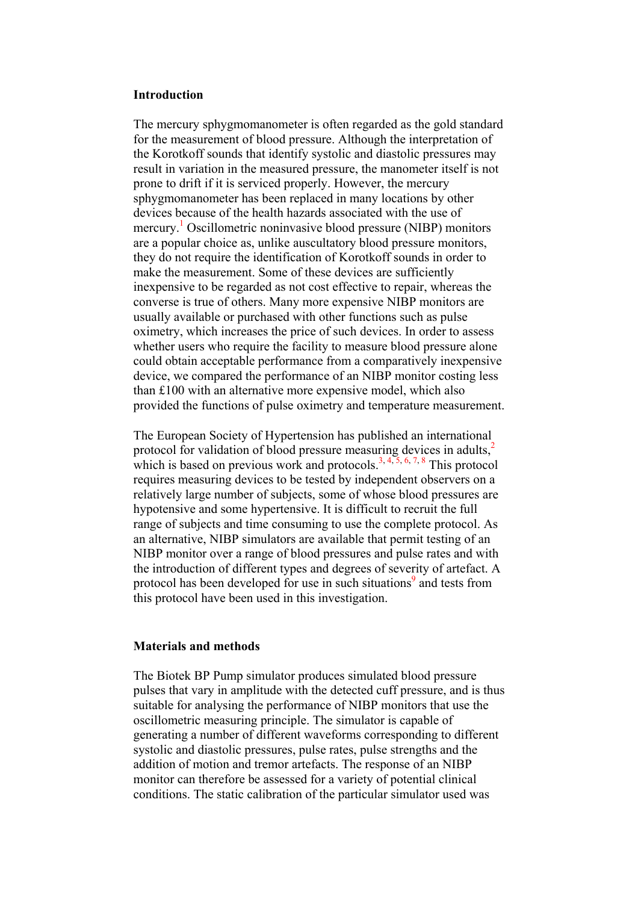## Introduction

The mercury sphygmomanometer is often regarded as the gold standard for the measurement of blood pressure. Although the interpretation of the Korotkoff sounds that identify systolic and diastolic pressures may result in variation in the measured pressure, the manometer itself is not prone to drift if it is serviced properly. However, the mercury sphygmomanometer has been replaced in many locations by other devices because of the health hazards associated with the use of mercury.[1] Oscillometric noninvasive blood pressure (NIBP) monitors are a popular choice as, unlike auscultatory blood pressure monitors, they do not require the identification of Korotkoff sounds in order to make the measurement. Some of these devices are sufficiently inexpensive to be regarded as not cost effective to repair, whereas the converse is true of others. Many more expensive NIBP monitors are usually available or purchased with other functions such as pulse oximetry, which increases the price of such devices. In order to assess whether users who require the facility to measure blood pressure alone could obtain acceptable performance from a comparatively inexpensive device, we compared the performance of an NIBP monitor costing less than £100 with an alternative more expensive model, which also provided the functions of pulse oximetry and temperature measurement.

The European Society of Hypertension has published an international protocol for validation of blood pressure measuring devices in adults,[2] which is based on previous work and protocols.[3, 4, 5, 6, 7, 8] This protocol requires measuring devices to be tested by independent observers on a relatively large number of subjects, some of whose blood pressures are hypotensive and some hypertensive. It is difficult to recruit the full range of subjects and time consuming to use the complete protocol. As an alternative, NIBP simulators are available that permit testing of an NIBP monitor over a range of blood pressures and pulse rates and with the introduction of different types and degrees of severity of artefact. A protocol has been developed for use in such situations[9] and tests from this protocol have been used in this investigation.

## Materials and methods

The Biotek BP Pump simulator produces simulated blood pressure pulses that vary in amplitude with the detected cuff pressure, and is thus suitable for analysing the performance of NIBP monitors that use the oscillometric measuring principle. The simulator is capable of generating a number of different waveforms corresponding to different systolic and diastolic pressures, pulse rates, pulse strengths and the addition of motion and tremor artefacts. The response of an NIBP monitor can therefore be assessed for a variety of potential clinical conditions. The static calibration of the particular simulator used was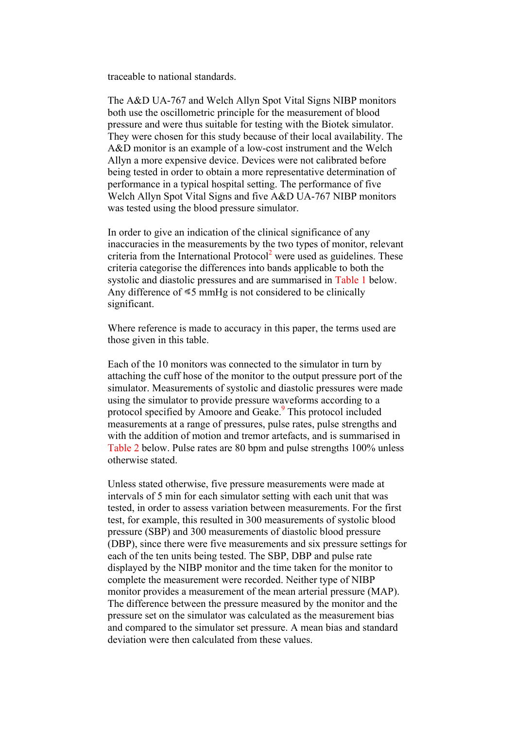traceable to national standards.

The A&D UA-767 and Welch Allyn Spot Vital Signs NIBP monitors both use the oscillometric principle for the measurement of blood pressure and were thus suitable for testing with the Biotek simulator. They were chosen for this study because of their local availability. The A&D monitor is an example of a low-cost instrument and the Welch Allyn a more expensive device. Devices were not calibrated before being tested in order to obtain a more representative determination of performance in a typical hospital setting. The performance of five Welch Allyn Spot Vital Signs and five A&D UA-767 NIBP monitors was tested using the blood pressure simulator.

In order to give an indication of the clinical significance of any inaccuracies in the measurements by the two types of monitor, relevant criteria from the International Protocol[2] were used as guidelines. These criteria categorise the differences into bands applicable to both the systolic and diastolic pressures and are summarised in Table 1 below. Any difference of ⩽5 mmHg is not considered to be clinically significant.

Where reference is made to accuracy in this paper, the terms used are those given in this table.

Each of the 10 monitors was connected to the simulator in turn by attaching the cuff hose of the monitor to the output pressure port of the simulator. Measurements of systolic and diastolic pressures were made using the simulator to provide pressure waveforms according to a protocol specified by Amoore and Geake.[9] This protocol included measurements at a range of pressures, pulse rates, pulse strengths and with the addition of motion and tremor artefacts, and is summarised in Table 2 below. Pulse rates are 80 bpm and pulse strengths 100% unless otherwise stated.

Unless stated otherwise, five pressure measurements were made at intervals of 5 min for each simulator setting with each unit that was tested, in order to assess variation between measurements. For the first test, for example, this resulted in 300 measurements of systolic blood pressure (SBP) and 300 measurements of diastolic blood pressure (DBP), since there were five measurements and six pressure settings for each of the ten units being tested. The SBP, DBP and pulse rate displayed by the NIBP monitor and the time taken for the monitor to complete the measurement were recorded. Neither type of NIBP monitor provides a measurement of the mean arterial pressure (MAP). The difference between the pressure measured by the monitor and the pressure set on the simulator was calculated as the measurement bias and compared to the simulator set pressure. A mean bias and standard deviation were then calculated from these values.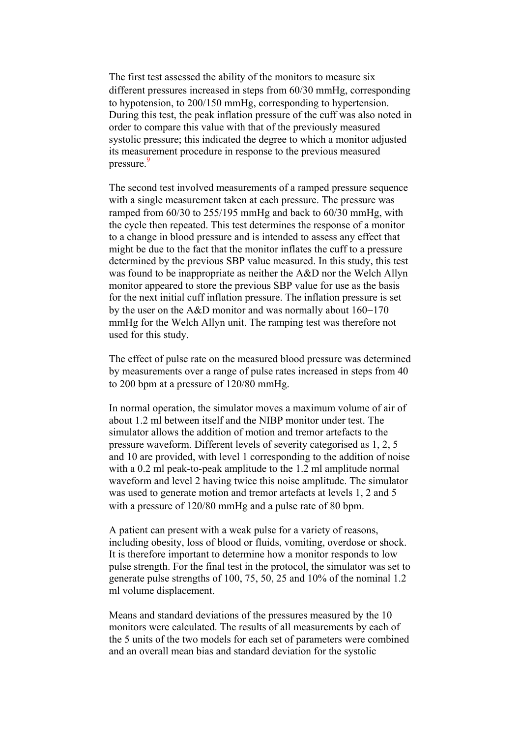The first test assessed the ability of the monitors to measure six different pressures increased in steps from 60/30 mmHg, corresponding to hypotension, to 200/150 mmHg, corresponding to hypertension. During this test, the peak inflation pressure of the cuff was also noted in order to compare this value with that of the previously measured systolic pressure; this indicated the degree to which a monitor adjusted its measurement procedure in response to the previous measured pressure.[9]

The second test involved measurements of a ramped pressure sequence with a single measurement taken at each pressure. The pressure was ramped from 60/30 to 255/195 mmHg and back to 60/30 mmHg, with the cycle then repeated. This test determines the response of a monitor to a change in blood pressure and is intended to assess any effect that might be due to the fact that the monitor inflates the cuff to a pressure determined by the previous SBP value measured. In this study, this test was found to be inappropriate as neither the A&D nor the Welch Allyn monitor appeared to store the previous SBP value for use as the basis for the next initial cuff inflation pressure. The inflation pressure is set by the user on the A&D monitor and was normally about 160−170 mmHg for the Welch Allyn unit. The ramping test was therefore not used for this study.

The effect of pulse rate on the measured blood pressure was determined by measurements over a range of pulse rates increased in steps from 40 to 200 bpm at a pressure of 120/80 mmHg.

In normal operation, the simulator moves a maximum volume of air of about 1.2 ml between itself and the NIBP monitor under test. The simulator allows the addition of motion and tremor artefacts to the pressure waveform. Different levels of severity categorised as 1, 2, 5 and 10 are provided, with level 1 corresponding to the addition of noise with a 0.2 ml peak-to-peak amplitude to the 1.2 ml amplitude normal waveform and level 2 having twice this noise amplitude. The simulator was used to generate motion and tremor artefacts at levels 1, 2 and 5 with a pressure of 120/80 mmHg and a pulse rate of 80 bpm.

A patient can present with a weak pulse for a variety of reasons, including obesity, loss of blood or fluids, vomiting, overdose or shock. It is therefore important to determine how a monitor responds to low pulse strength. For the final test in the protocol, the simulator was set to generate pulse strengths of 100, 75, 50, 25 and 10% of the nominal 1.2 ml volume displacement.

Means and standard deviations of the pressures measured by the 10 monitors were calculated. The results of all measurements by each of the 5 units of the two models for each set of parameters were combined and an overall mean bias and standard deviation for the systolic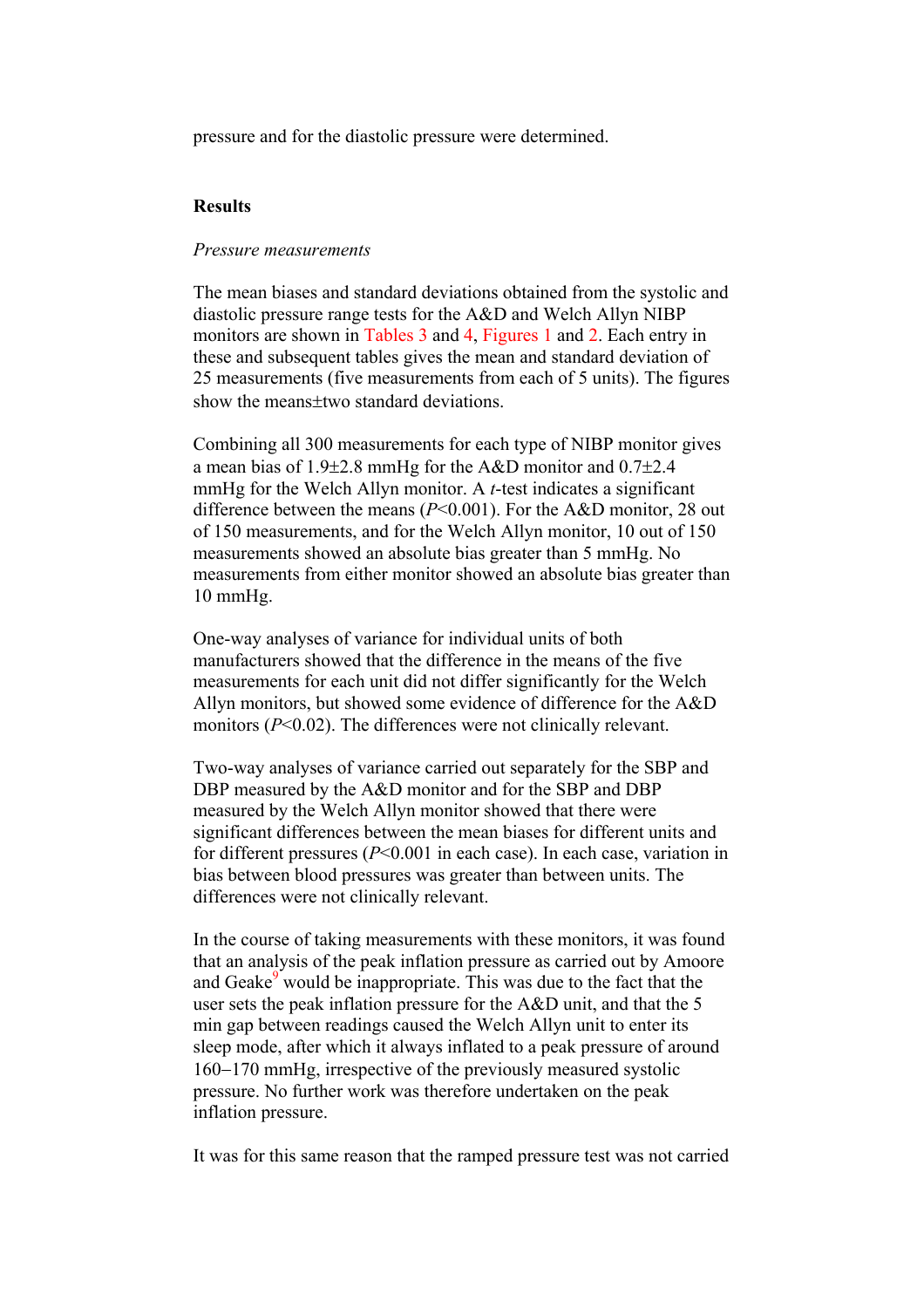pressure and for the diastolic pressure were determined.

## Results

*Pressure measurements*

The mean biases and standard deviations obtained from the systolic and diastolic pressure range tests for the A&D and Welch Allyn NIBP monitors are shown in Tables 3 and 4, Figures 1 and 2. Each entry in these and subsequent tables gives the mean and standard deviation of 25 measurements (five measurements from each of 5 units). The figures show the means±two standard deviations.

Combining all 300 measurements for each type of NIBP monitor gives a mean bias of 1.9±2.8 mmHg for the A&D monitor and 0.7±2.4 mmHg for the Welch Allyn monitor. A *t*-test indicates a significant difference between the means ($P<0.001$). For the A&D monitor, 28 out of 150 measurements, and for the Welch Allyn monitor, 10 out of 150 measurements showed an absolute bias greater than 5 mmHg. No measurements from either monitor showed an absolute bias greater than 10 mmHg.

One-way analyses of variance for individual units of both manufacturers showed that the difference in the means of the five measurements for each unit did not differ significantly for the Welch Allyn monitors, but showed some evidence of difference for the A&D monitors ($P<0.02$). The differences were not clinically relevant.

Two-way analyses of variance carried out separately for the SBP and DBP measured by the A&D monitor and for the SBP and DBP measured by the Welch Allyn monitor showed that there were significant differences between the mean biases for different units and for different pressures ($P<0.001$ in each case). In each case, variation in bias between blood pressures was greater than between units. The differences were not clinically relevant.

In the course of taking measurements with these monitors, it was found that an analysis of the peak inflation pressure as carried out by Amoore and Geake[9] would be inappropriate. This was due to the fact that the user sets the peak inflation pressure for the A&D unit, and that the 5 min gap between readings caused the Welch Allyn unit to enter its sleep mode, after which it always inflated to a peak pressure of around 160–170 mmHg, irrespective of the previously measured systolic pressure. No further work was therefore undertaken on the peak inflation pressure.

It was for this same reason that the ramped pressure test was not carried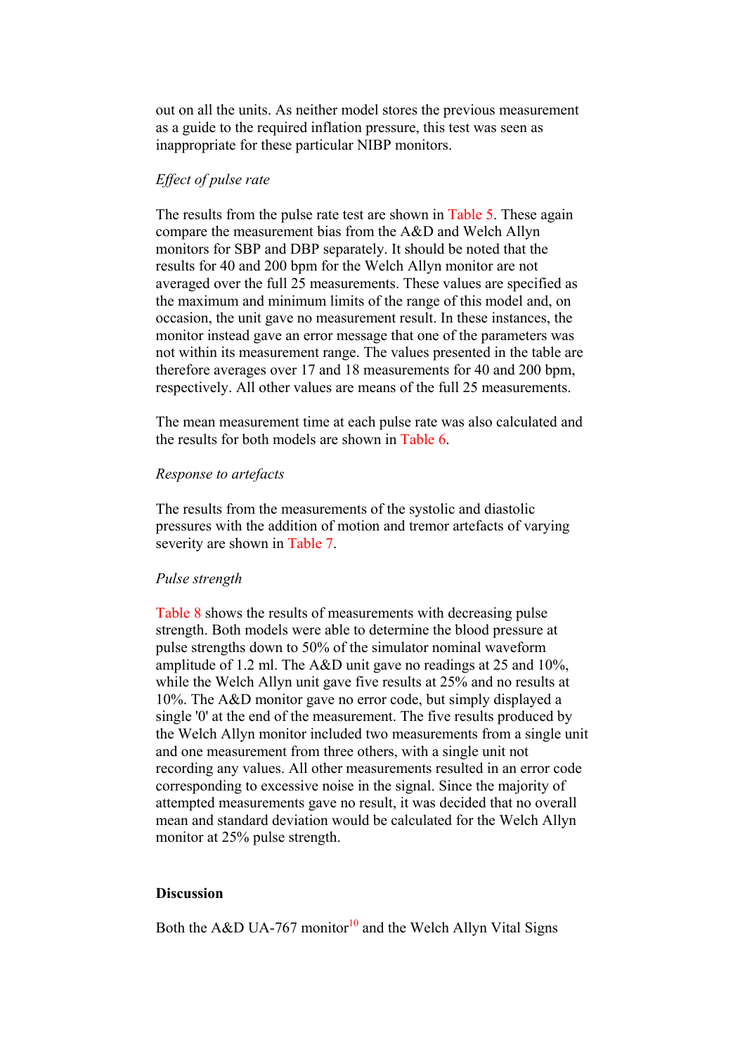out on all the units. As neither model stores the previous measurement as a guide to the required inflation pressure, this test was seen as inappropriate for these particular NIBP monitors.

*Effect of pulse rate*

The results from the pulse rate test are shown in Table 5. These again compare the measurement bias from the A&D and Welch Allyn monitors for SBP and DBP separately. It should be noted that the results for 40 and 200 bpm for the Welch Allyn monitor are not averaged over the full 25 measurements. These values are specified as the maximum and minimum limits of the range of this model and, on occasion, the unit gave no measurement result. In these instances, the monitor instead gave an error message that one of the parameters was not within its measurement range. The values presented in the table are therefore averages over 17 and 18 measurements for 40 and 200 bpm, respectively. All other values are means of the full 25 measurements.

The mean measurement time at each pulse rate was also calculated and the results for both models are shown in Table 6.

*Response to artefacts*

The results from the measurements of the systolic and diastolic pressures with the addition of motion and tremor artefacts of varying severity are shown in Table 7.

*Pulse strength*

Table 8 shows the results of measurements with decreasing pulse strength. Both models were able to determine the blood pressure at pulse strengths down to 50% of the simulator nominal waveform amplitude of 1.2 ml. The A&D unit gave no readings at 25 and 10%, while the Welch Allyn unit gave five results at 25% and no results at 10%. The A&D monitor gave no error code, but simply displayed a single '0' at the end of the measurement. The five results produced by the Welch Allyn monitor included two measurements from a single unit and one measurement from three others, with a single unit not recording any values. All other measurements resulted in an error code corresponding to excessive noise in the signal. Since the majority of attempted measurements gave no result, it was decided that no overall mean and standard deviation would be calculated for the Welch Allyn monitor at 25% pulse strength.

## Discussion

Both the A&D UA-767 monitor[10] and the Welch Allyn Vital Signs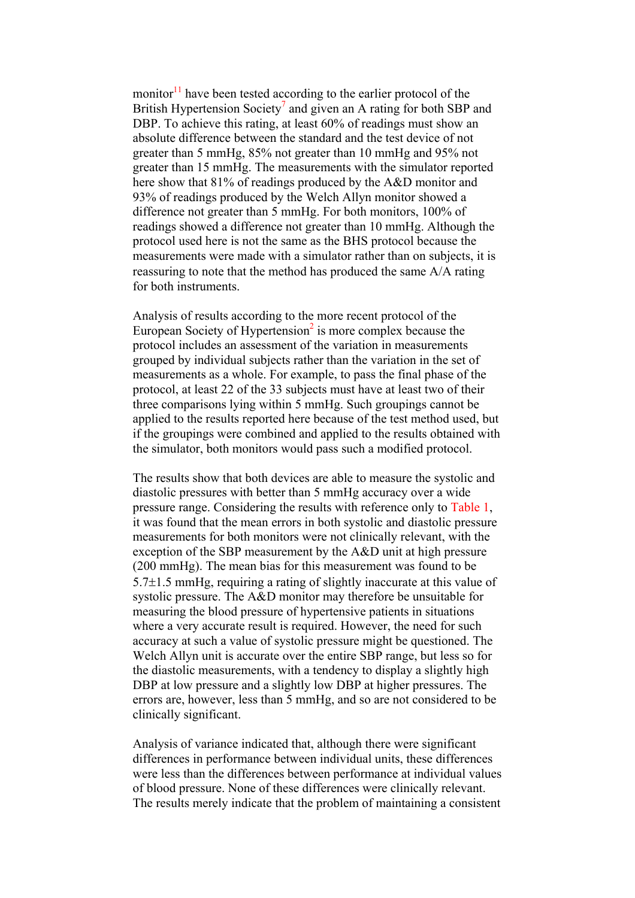monitor[11] have been tested according to the earlier protocol of the British Hypertension Society[7] and given an A rating for both SBP and DBP. To achieve this rating, at least 60% of readings must show an absolute difference between the standard and the test device of not greater than 5 mmHg, 85% not greater than 10 mmHg and 95% not greater than 15 mmHg. The measurements with the simulator reported here show that 81% of readings produced by the A&D monitor and 93% of readings produced by the Welch Allyn monitor showed a difference not greater than 5 mmHg. For both monitors, 100% of readings showed a difference not greater than 10 mmHg. Although the protocol used here is not the same as the BHS protocol because the measurements were made with a simulator rather than on subjects, it is reassuring to note that the method has produced the same A/A rating for both instruments.

Analysis of results according to the more recent protocol of the European Society of Hypertension[2] is more complex because the protocol includes an assessment of the variation in measurements grouped by individual subjects rather than the variation in the set of measurements as a whole. For example, to pass the final phase of the protocol, at least 22 of the 33 subjects must have at least two of their three comparisons lying within 5 mmHg. Such groupings cannot be applied to the results reported here because of the test method used, but if the groupings were combined and applied to the results obtained with the simulator, both monitors would pass such a modified protocol.

The results show that both devices are able to measure the systolic and diastolic pressures with better than 5 mmHg accuracy over a wide pressure range. Considering the results with reference only to Table 1, it was found that the mean errors in both systolic and diastolic pressure measurements for both monitors were not clinically relevant, with the exception of the SBP measurement by the A&D unit at high pressure (200 mmHg). The mean bias for this measurement was found to be 5.7±1.5 mmHg, requiring a rating of slightly inaccurate at this value of systolic pressure. The A&D monitor may therefore be unsuitable for measuring the blood pressure of hypertensive patients in situations where a very accurate result is required. However, the need for such accuracy at such a value of systolic pressure might be questioned. The Welch Allyn unit is accurate over the entire SBP range, but less so for the diastolic measurements, with a tendency to display a slightly high DBP at low pressure and a slightly low DBP at higher pressures. The errors are, however, less than 5 mmHg, and so are not considered to be clinically significant.

Analysis of variance indicated that, although there were significant differences in performance between individual units, these differences were less than the differences between performance at individual values of blood pressure. None of these differences were clinically relevant. The results merely indicate that the problem of maintaining a consistent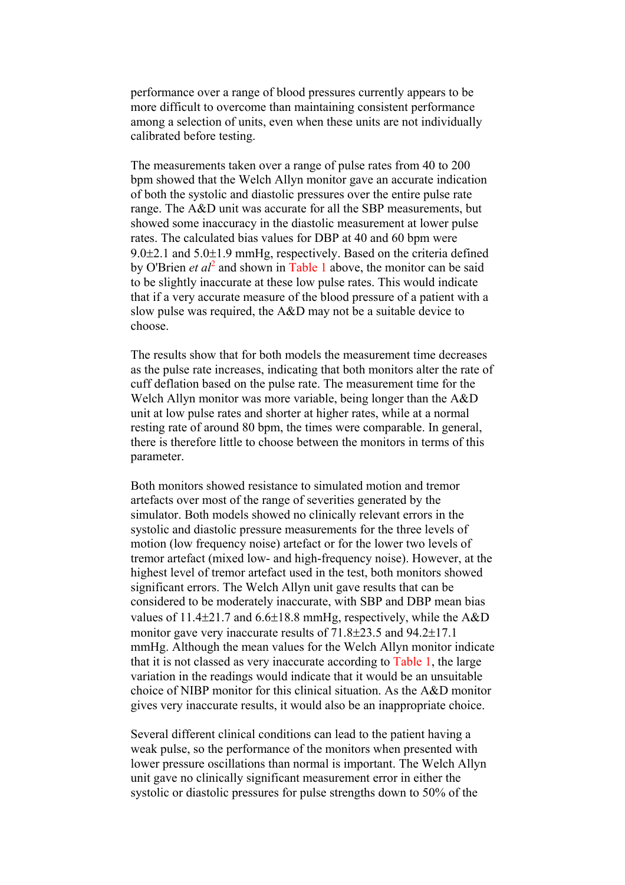performance over a range of blood pressures currently appears to be more difficult to overcome than maintaining consistent performance among a selection of units, even when these units are not individually calibrated before testing.

The measurements taken over a range of pulse rates from 40 to 200 bpm showed that the Welch Allyn monitor gave an accurate indication of both the systolic and diastolic pressures over the entire pulse rate range. The A&D unit was accurate for all the SBP measurements, but showed some inaccuracy in the diastolic measurement at lower pulse rates. The calculated bias values for DBP at 40 and 60 bpm were 9.0±2.1 and 5.0±1.9 mmHg, respectively. Based on the criteria defined by O'Brien *et al*[2] and shown in Table 1 above, the monitor can be said to be slightly inaccurate at these low pulse rates. This would indicate that if a very accurate measure of the blood pressure of a patient with a slow pulse was required, the A&D may not be a suitable device to choose.

The results show that for both models the measurement time decreases as the pulse rate increases, indicating that both monitors alter the rate of cuff deflation based on the pulse rate. The measurement time for the Welch Allyn monitor was more variable, being longer than the A&D unit at low pulse rates and shorter at higher rates, while at a normal resting rate of around 80 bpm, the times were comparable. In general, there is therefore little to choose between the monitors in terms of this parameter.

Both monitors showed resistance to simulated motion and tremor artefacts over most of the range of severities generated by the simulator. Both models showed no clinically relevant errors in the systolic and diastolic pressure measurements for the three levels of motion (low frequency noise) artefact or for the lower two levels of tremor artefact (mixed low- and high-frequency noise). However, at the highest level of tremor artefact used in the test, both monitors showed significant errors. The Welch Allyn unit gave results that can be considered to be moderately inaccurate, with SBP and DBP mean bias values of 11.4±21.7 and 6.6±18.8 mmHg, respectively, while the A&D monitor gave very inaccurate results of 71.8±23.5 and 94.2±17.1 mmHg. Although the mean values for the Welch Allyn monitor indicate that it is not classed as very inaccurate according to Table 1, the large variation in the readings would indicate that it would be an unsuitable choice of NIBP monitor for this clinical situation. As the A&D monitor gives very inaccurate results, it would also be an inappropriate choice.

Several different clinical conditions can lead to the patient having a weak pulse, so the performance of the monitors when presented with lower pressure oscillations than normal is important. The Welch Allyn unit gave no clinically significant measurement error in either the systolic or diastolic pressures for pulse strengths down to 50% of the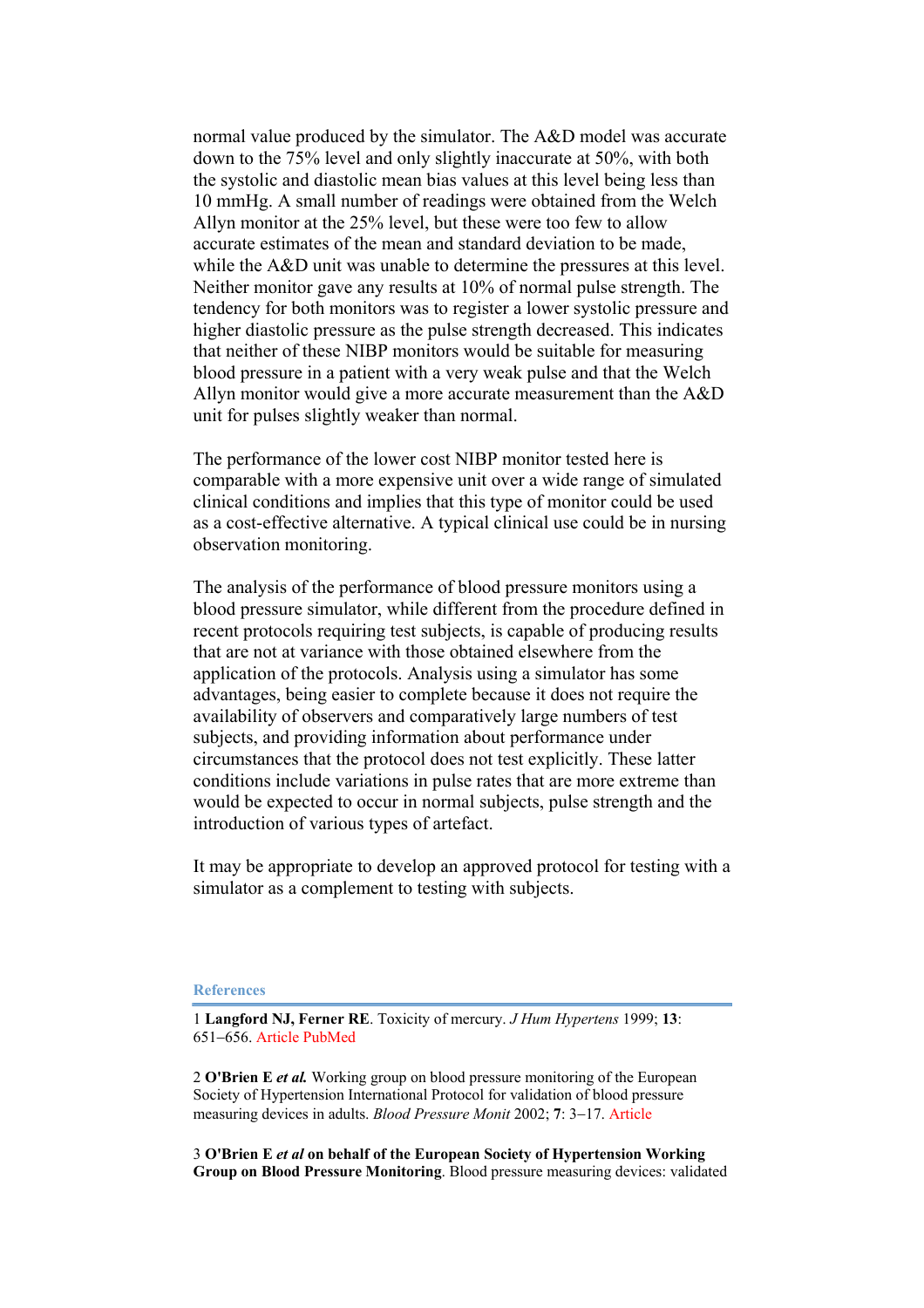normal value produced by the simulator. The A&D model was accurate down to the 75% level and only slightly inaccurate at 50%, with both the systolic and diastolic mean bias values at this level being less than 10 mmHg. A small number of readings were obtained from the Welch Allyn monitor at the 25% level, but these were too few to allow accurate estimates of the mean and standard deviation to be made, while the A&D unit was unable to determine the pressures at this level. Neither monitor gave any results at 10% of normal pulse strength. The tendency for both monitors was to register a lower systolic pressure and higher diastolic pressure as the pulse strength decreased. This indicates that neither of these NIBP monitors would be suitable for measuring blood pressure in a patient with a very weak pulse and that the Welch Allyn monitor would give a more accurate measurement than the A&D unit for pulses slightly weaker than normal.

The performance of the lower cost NIBP monitor tested here is comparable with a more expensive unit over a wide range of simulated clinical conditions and implies that this type of monitor could be used as a cost-effective alternative. A typical clinical use could be in nursing observation monitoring.

The analysis of the performance of blood pressure monitors using a blood pressure simulator, while different from the procedure defined in recent protocols requiring test subjects, is capable of producing results that are not at variance with those obtained elsewhere from the application of the protocols. Analysis using a simulator has some advantages, being easier to complete because it does not require the availability of observers and comparatively large numbers of test subjects, and providing information about performance under circumstances that the protocol does not test explicitly. These latter conditions include variations in pulse rates that are more extreme than would be expected to occur in normal subjects, pulse strength and the introduction of various types of artefact.

It may be appropriate to develop an approved protocol for testing with a simulator as a complement to testing with subjects.

## References

1 **Langford NJ, Ferner RE**. Toxicity of mercury. *J Hum Hypertens* 1999; **13**: 651–656. Article PubMed

2 **O'Brien E *et al.*** Working group on blood pressure monitoring of the European Society of Hypertension International Protocol for validation of blood pressure measuring devices in adults. *Blood Pressure Monit* 2002; **7**: 3–17. Article

3 **O'Brien E *et al* on behalf of the European Society of Hypertension Working Group on Blood Pressure Monitoring**. Blood pressure measuring devices: validated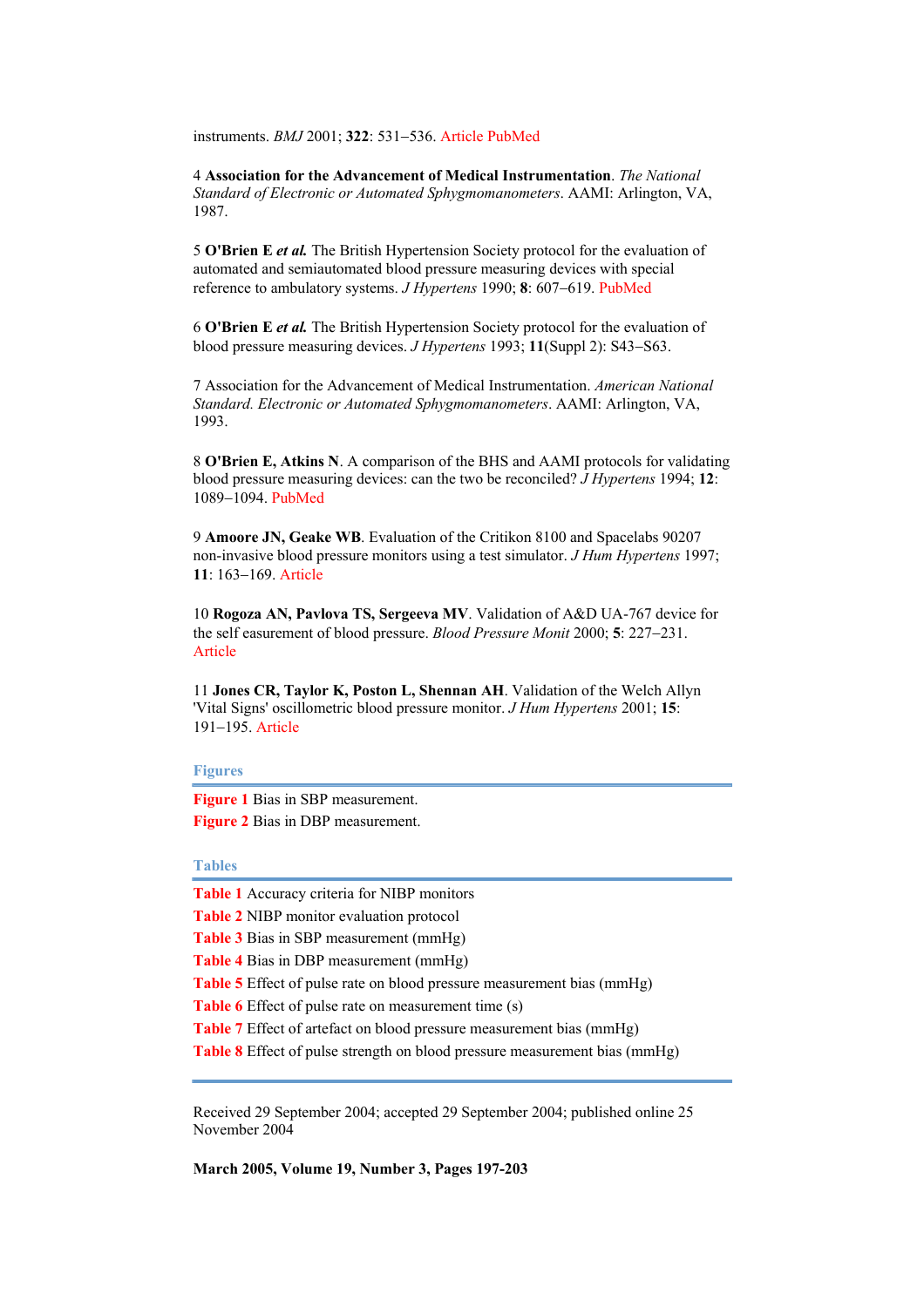instruments. *BMJ* 2001; **322**: 531–536. Article PubMed

4 **Association for the Advancement of Medical Instrumentation**. *The National Standard of Electronic or Automated Sphygmomanometers*. AAMI: Arlington, VA, 1987.

5 **O'Brien E *et al.*** The British Hypertension Society protocol for the evaluation of automated and semiautomated blood pressure measuring devices with special reference to ambulatory systems. *J Hypertens* 1990; **8**: 607–619. PubMed

6 **O'Brien E *et al.*** The British Hypertension Society protocol for the evaluation of blood pressure measuring devices. *J Hypertens* 1993; **11**(Suppl 2): S43–S63.

7 Association for the Advancement of Medical Instrumentation. *American National Standard. Electronic or Automated Sphygmomanometers*. AAMI: Arlington, VA, 1993.

8 **O'Brien E, Atkins N**. A comparison of the BHS and AAMI protocols for validating blood pressure measuring devices: can the two be reconciled? *J Hypertens* 1994; **12**: 1089–1094. PubMed

9 **Amoore JN, Geake WB**. Evaluation of the Critikon 8100 and Spacelabs 90207 non-invasive blood pressure monitors using a test simulator. *J Hum Hypertens* 1997; **11**: 163–169. Article

10 **Rogoza AN, Pavlova TS, Sergeeva MV**. Validation of A&D UA-767 device for the self easurement of blood pressure. *Blood Pressure Monit* 2000; **5**: 227–231. Article

11 **Jones CR, Taylor K, Poston L, Shennan AH**. Validation of the Welch Allyn 'Vital Signs' oscillometric blood pressure monitor. *J Hum Hypertens* 2001; **15**: 191–195. Article

## Figures

**Figure 1** Bias in SBP measurement.
**Figure 2** Bias in DBP measurement.

## Tables

**Table 1** Accuracy criteria for NIBP monitors
**Table 2** NIBP monitor evaluation protocol
**Table 3** Bias in SBP measurement (mmHg)
**Table 4** Bias in DBP measurement (mmHg)
**Table 5** Effect of pulse rate on blood pressure measurement bias (mmHg)
**Table 6** Effect of pulse rate on measurement time (s)
**Table 7** Effect of artefact on blood pressure measurement bias (mmHg)
**Table 8** Effect of pulse strength on blood pressure measurement bias (mmHg)

Received 29 September 2004; accepted 29 September 2004; published online 25 November 2004

**March 2005, Volume 19, Number 3, Pages 197-203**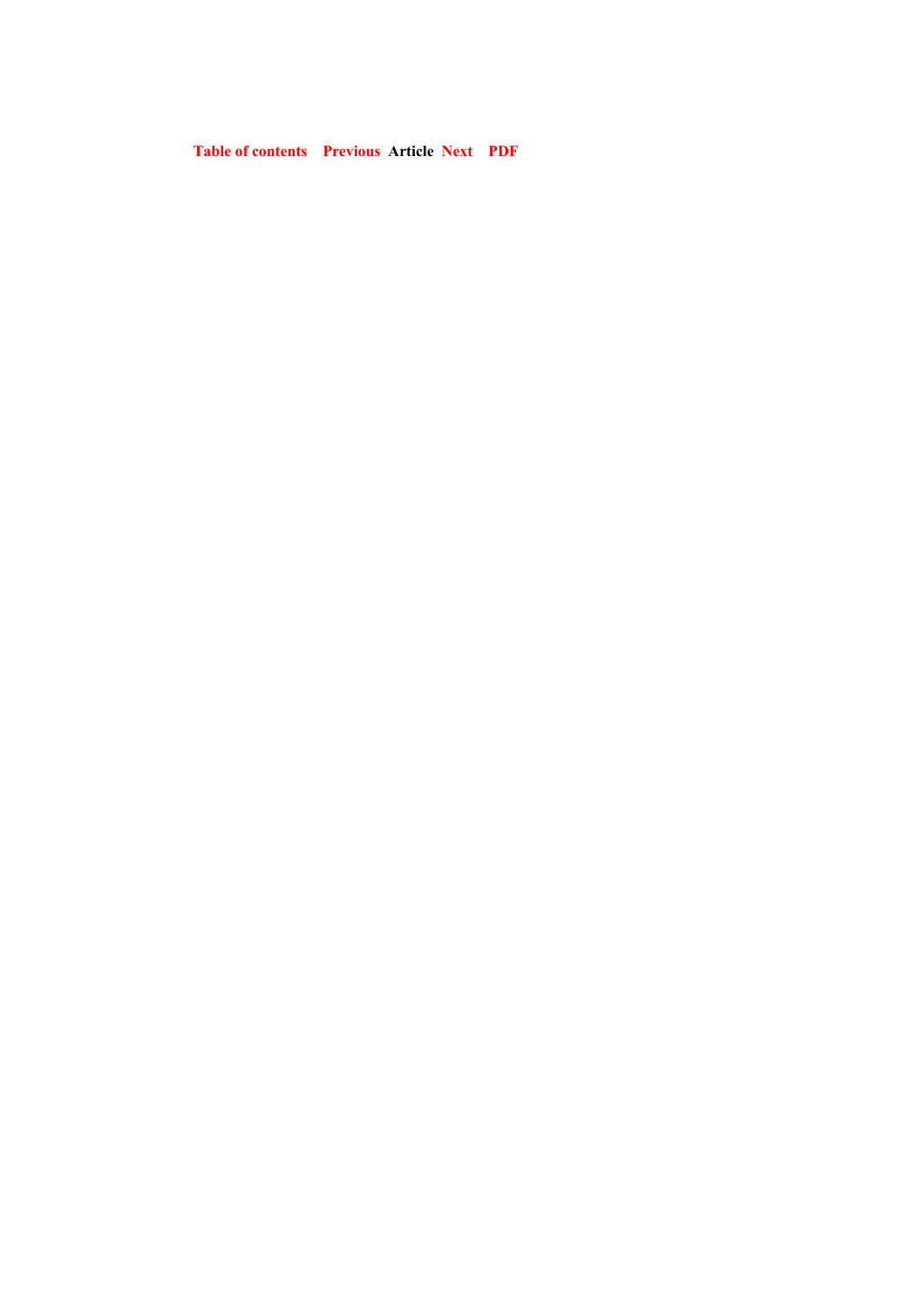**Table of contents** **Previous** **Article** **Next** **PDF**